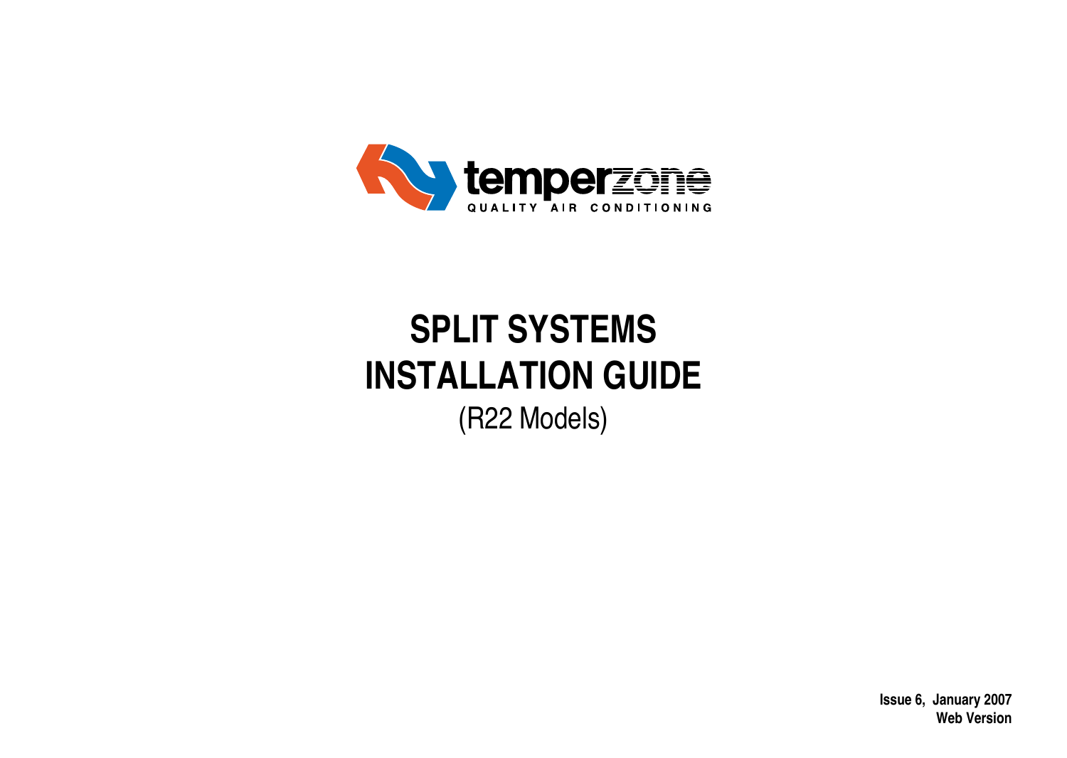temperzone

QUALITY AIR CONDITIONING

# SPLIT SYSTEMS
# INSTALLATION GUIDE

(R22 Models)

**Issue 6, January 2007**
**Web Version**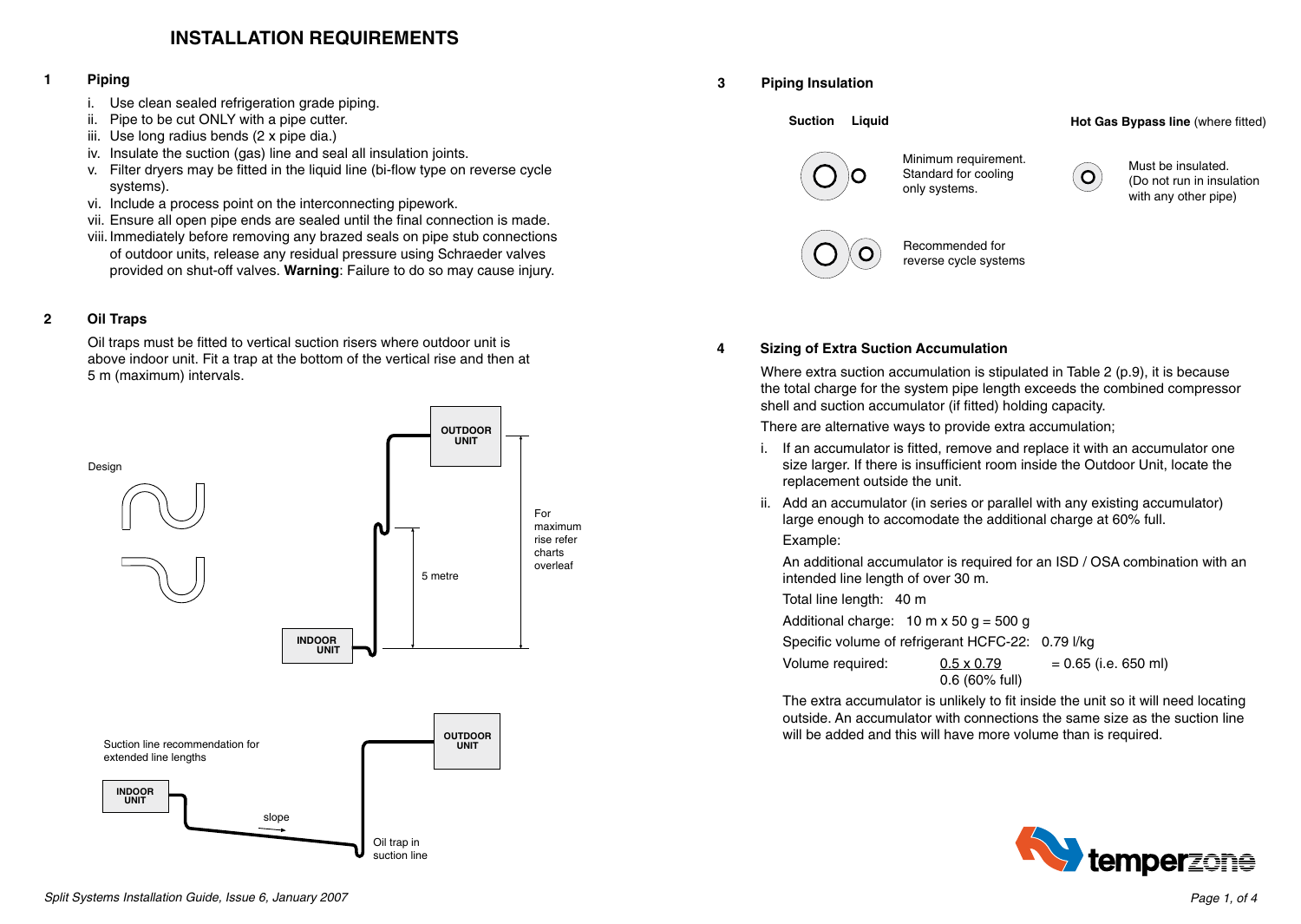# INSTALLATION REQUIREMENTS

## 1 Piping

i. Use clean sealed refrigeration grade piping.
ii. Pipe to be cut ONLY with a pipe cutter.
iii. Use long radius bends (2 x pipe dia.)
iv. Insulate the suction (gas) line and seal all insulation joints.
v. Filter dryers may be fitted in the liquid line (bi-flow type on reverse cycle systems).
vi. Include a process point on the interconnecting pipework.
vii. Ensure all open pipe ends are sealed until the final connection is made.
viii. Immediately before removing any brazed seals on pipe stub connections of outdoor units, release any residual pressure using Schraeder valves provided on shut-off valves. **Warning**: Failure to do so may cause injury.

## 2 Oil Traps

Oil traps must be fitted to vertical suction risers where outdoor unit is above indoor unit. Fit a trap at the bottom of the vertical rise and then at 5 m (maximum) intervals.

Design

OUTDOOR UNIT

INDOOR UNIT

5 metre

For maximum rise refer charts overleaf

Suction line recommendation for extended line lengths

INDOOR UNIT

OUTDOOR UNIT

slope

Oil trap in suction line

## 3 Piping Insulation

**Suction** **Liquid**

Minimum requirement. Standard for cooling only systems.

Recommended for reverse cycle systems

**Hot Gas Bypass line** (where fitted)

Must be insulated. (Do not run in insulation with any other pipe)

## 4 Sizing of Extra Suction Accumulation

Where extra suction accumulation is stipulated in Table 2 (p.9), it is because the total charge for the system pipe length exceeds the combined compressor shell and suction accumulator (if fitted) holding capacity.

There are alternative ways to provide extra accumulation;

i. If an accumulator is fitted, remove and replace it with an accumulator one size larger. If there is insufficient room inside the Outdoor Unit, locate the replacement outside the unit.

ii. Add an accumulator (in series or parallel with any existing accumulator) large enough to accomodate the additional charge at 60% full.

   Example:

   An additional accumulator is required for an ISD / OSA combination with an intended line length of over 30 m.

   Total line length: 40 m

   Additional charge: 10 m x 50 g = 500 g

   Specific volume of refrigerant HCFC-22: 0.79 l/kg

   Volume required: $\frac{0.5 \times 0.79}{0.6 \text{ (60\% full)}} = 0.65$ (i.e. 650 ml)

   The extra accumulator is unlikely to fit inside the unit so it will need locating outside. An accumulator with connections the same size as the suction line will be added and this will have more volume than is required.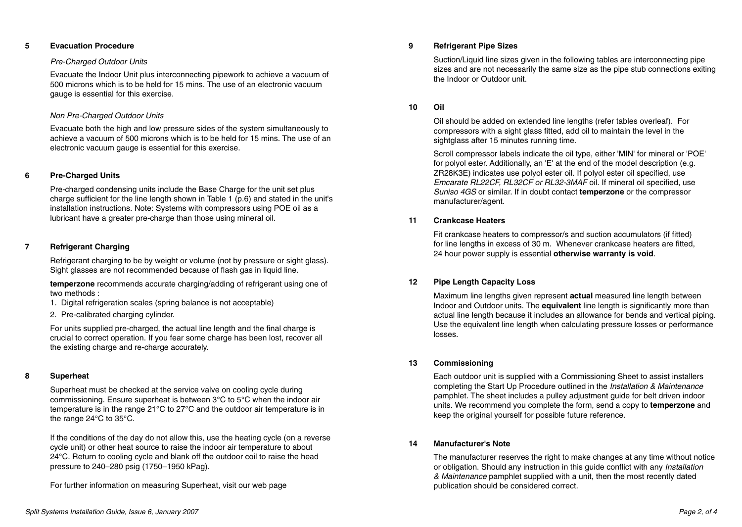## 5 Evacuation Procedure

*Pre-Charged Outdoor Units*

Evacuate the Indoor Unit plus interconnecting pipework to achieve a vacuum of 500 microns which is to be held for 15 mins. The use of an electronic vacuum gauge is essential for this exercise.

*Non Pre-Charged Outdoor Units*

Evacuate both the high and low pressure sides of the system simultaneously to achieve a vacuum of 500 microns which is to be held for 15 mins. The use of an electronic vacuum gauge is essential for this exercise.

## 6 Pre-Charged Units

Pre-charged condensing units include the Base Charge for the unit set plus charge sufficient for the line length shown in Table 1 (p.6) and stated in the unit's installation instructions. Note: Systems with compressors using POE oil as a lubricant have a greater pre-charge than those using mineral oil.

## 7 Refrigerant Charging

Refrigerant charging to be by weight or volume (not by pressure or sight glass). Sight glasses are not recommended because of flash gas in liquid line.

**temperzone** recommends accurate charging/adding of refrigerant using one of two methods :

1. Digital refrigeration scales (spring balance is not acceptable)
2. Pre-calibrated charging cylinder.

For units supplied pre-charged, the actual line length and the final charge is crucial to correct operation. If you fear some charge has been lost, recover all the existing charge and re-charge accurately.

## 8 Superheat

Superheat must be checked at the service valve on cooling cycle during commissioning. Ensure superheat is between 3°C to 5°C when the indoor air temperature is in the range 21°C to 27°C and the outdoor air temperature is in the range 24°C to 35°C.

If the conditions of the day do not allow this, use the heating cycle (on a reverse cycle unit) or other heat source to raise the indoor air temperature to about 24°C. Return to cooling cycle and blank off the outdoor coil to raise the head pressure to 240–280 psig (1750–1950 kPag).

For further information on measuring Superheat, visit our web page

## 9 Refrigerant Pipe Sizes

Suction/Liquid line sizes given in the following tables are interconnecting pipe sizes and are not necessarily the same size as the pipe stub connections exiting the Indoor or Outdoor unit.

## 10 Oil

Oil should be added on extended line lengths (refer tables overleaf). For compressors with a sight glass fitted, add oil to maintain the level in the sightglass after 15 minutes running time.

Scroll compressor labels indicate the oil type, either 'MIN' for mineral or 'POE' for polyol ester. Additionally, an 'E' at the end of the model description (e.g. ZR28K3E) indicates use polyol ester oil. If polyol ester oil specified, use *Emcarate RL22CF, RL32CF or RL32-3MAF* oil. If mineral oil specified, use *Suniso 4GS* or similar. If in doubt contact **temperzone** or the compressor manufacturer/agent.

## 11 Crankcase Heaters

Fit crankcase heaters to compressor/s and suction accumulators (if fitted) for line lengths in excess of 30 m. Whenever crankcase heaters are fitted, 24 hour power supply is essential **otherwise warranty is void**.

## 12 Pipe Length Capacity Loss

Maximum line lengths given represent **actual** measured line length between Indoor and Outdoor units. The **equivalent** line length is significantly more than actual line length because it includes an allowance for bends and vertical piping. Use the equivalent line length when calculating pressure losses or performance losses.

## 13 Commissioning

Each outdoor unit is supplied with a Commissioning Sheet to assist installers completing the Start Up Procedure outlined in the *Installation & Maintenance* pamphlet. The sheet includes a pulley adjustment guide for belt driven indoor units. We recommend you complete the form, send a copy to **temperzone** and keep the original yourself for possible future reference.

## 14 Manufacturer's Note

The manufacturer reserves the right to make changes at any time without notice or obligation. Should any instruction in this guide conflict with any *Installation & Maintenance* pamphlet supplied with a unit, then the most recently dated publication should be considered correct.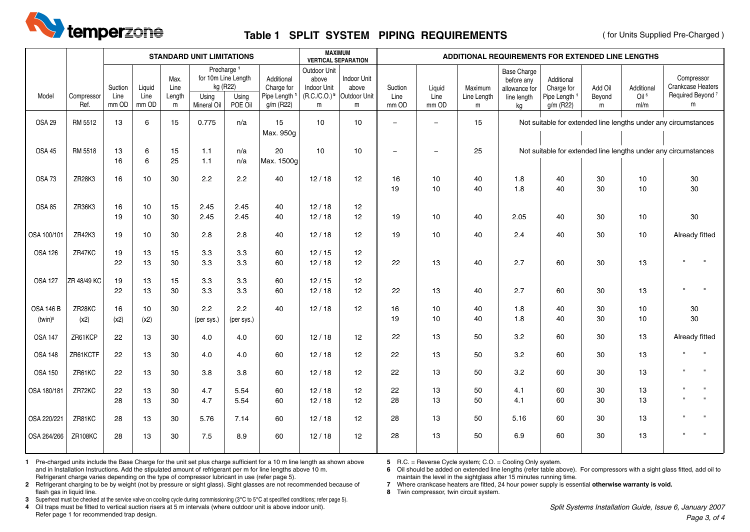## Table 1 SPLIT SYSTEM PIPING REQUIREMENTS

( for Units Supplied Pre-Charged )

| Model | Compressor Ref. | STANDARD UNIT LIMITATIONS | | | | | | MAXIMUM VERTICAL SEPARATION | | ADDITIONAL REQUIREMENTS FOR EXTENDED LINE LENGTHS | | | | | | | |
|---|---|---|---|---|---|---|---|---|---|---|---|---|---|---|---|---|---|
| | | Suction Line mm OD | Liquid Line mm OD | Max. Line Length m | Precharge [1] for 10m Line Length kg (R22) Using Mineral Oil | Precharge [1] for 10m Line Length kg (R22) Using POE Oil | Additional Charge for Pipe Length [1] g/m (R22) | Outdoor Unit above Indoor Unit (R.C./C.O.) [5] m | Indoor Unit above Outdoor Unit m | Suction Line mm OD | Liquid Line mm OD | Maximum Line Length m | Base Charge before any allowance for line length kg | Additional Charge for Pipe Length [1] g/m (R22) | Add Oil Beyond m | Additional Oil [6] ml/m | Compressor Crankcase Heaters Required Beyond [7] m |
| OSA 29 | RM 5512 | 13 | 6 | 15 | 0.775 | n/a | 15 Max. 950g | 10 | 10 | – | – | 15 | Not suitable for extended line lengths under any circumstances | | | | |
| OSA 45 | RM 5518 | 13<br>16 | 6<br>6 | 15<br>25 | 1.1<br>1.1 | n/a<br>n/a | 20 Max. 1500g | 10 | 10 | – | – | 25 | Not suitable for extended line lengths under any circumstances | | | | |
| OSA 73 | ZR28K3 | 16 | 10 | 30 | 2.2 | 2.2 | 40 | 12 / 18 | 12 | 16<br>19 | 10<br>10 | 40<br>40 | 1.8<br>1.8 | 40<br>40 | 30<br>30 | 10<br>10 | 30<br>30 |
| OSA 85 | ZR36K3 | 16<br>19 | 10<br>10 | 15<br>30 | 2.45<br>2.45 | 2.45<br>2.45 | 40<br>40 | 12 / 18<br>12 / 18 | 12<br>12 | 19 | 10 | 40 | 2.05 | 40 | 30 | 10 | 30 |
| OSA 100/101 | ZR42K3 | 19 | 10 | 30 | 2.8 | 2.8 | 40 | 12 / 18 | 12 | 19 | 10 | 40 | 2.4 | 40 | 30 | 10 | Already fitted |
| OSA 126 | ZR47KC | 19<br>22 | 13<br>13 | 15<br>30 | 3.3<br>3.3 | 3.3<br>3.3 | 60<br>60 | 12 / 15<br>12 / 18 | 12<br>12 | 22 | 13 | 40 | 2.7 | 60 | 30 | 13 | " " |
| OSA 127 | ZR 48/49 KC | 19<br>22 | 13<br>13 | 15<br>30 | 3.3<br>3.3 | 3.3<br>3.3 | 60<br>60 | 12 / 15<br>12 / 18 | 12<br>12 | 22 | 13 | 40 | 2.7 | 60 | 30 | 13 | " " |
| OSA 146 B (twin)[8] | ZR28KC (x2) | 16 (x2) | 10 (x2) | 30 | 2.2 (per sys.) | 2.2 (per sys.) | 40 | 12 / 18 | 12 | 16<br>19 | 10<br>10 | 40<br>40 | 1.8<br>1.8 | 40<br>40 | 30<br>30 | 10<br>10 | 30<br>30 |
| OSA 147 | ZR61KCP | 22 | 13 | 30 | 4.0 | 4.0 | 60 | 12 / 18 | 12 | 22 | 13 | 50 | 3.2 | 60 | 30 | 13 | Already fitted |
| OSA 148 | ZR61KCTF | 22 | 13 | 30 | 4.0 | 4.0 | 60 | 12 / 18 | 12 | 22 | 13 | 50 | 3.2 | 60 | 30 | 13 | " " |
| OSA 150 | ZR61KC | 22 | 13 | 30 | 3.8 | 3.8 | 60 | 12 / 18 | 12 | 22 | 13 | 50 | 3.2 | 60 | 30 | 13 | " " |
| OSA 180/181 | ZR72KC | 22<br>28 | 13<br>13 | 30<br>30 | 4.7<br>4.7 | 5.54<br>5.54 | 60<br>60 | 12 / 18<br>12 / 18 | 12<br>12 | 22<br>28 | 13<br>13 | 50<br>50 | 4.1<br>4.1 | 60<br>60 | 30<br>30 | 13<br>13 | " "<br>" " |
| OSA 220/221 | ZR81KC | 28 | 13 | 30 | 5.76 | 7.14 | 60 | 12 / 18 | 12 | 28 | 13 | 50 | 5.16 | 60 | 30 | 13 | " " |
| OSA 264/266 | ZR108KC | 28 | 13 | 30 | 7.5 | 8.9 | 60 | 12 / 18 | 12 | 28 | 13 | 50 | 6.9 | 60 | 30 | 13 | " " |

**1** Pre-charged units include the Base Charge for the unit set plus charge sufficient for a 10 m line length as shown above and in Installation Instructions. Add the stipulated amount of refrigerant per m for line lengths above 10 m. Refrigerant charge varies depending on the type of compressor lubricant in use (refer page 5).

**2** Refrigerant charging to be by weight (not by pressure or sight glass). Sight glasses are not recommended because of flash gas in liquid line.

**3** Superheat must be checked at the service valve on cooling cycle during commissioning (3°C to 5°C at specified conditions; refer page 5).

**4** Oil traps must be fitted to vertical suction risers at 5 m intervals (where outdoor unit is above indoor unit). Refer page 1 for recommended trap design.

**5** R.C. = Reverse Cycle system; C.O. = Cooling Only system.

**6** Oil should be added on extended line lengths (refer table above). For compressors with a sight glass fitted, add oil to maintain the level in the sightglass after 15 minutes running time.

**7** Where crankcase heaters are fitted, 24 hour power supply is essential **otherwise warranty is void.**

**8** Twin compressor, twin circuit system.

*Split Systems Installation Guide, Issue 6, January 2007*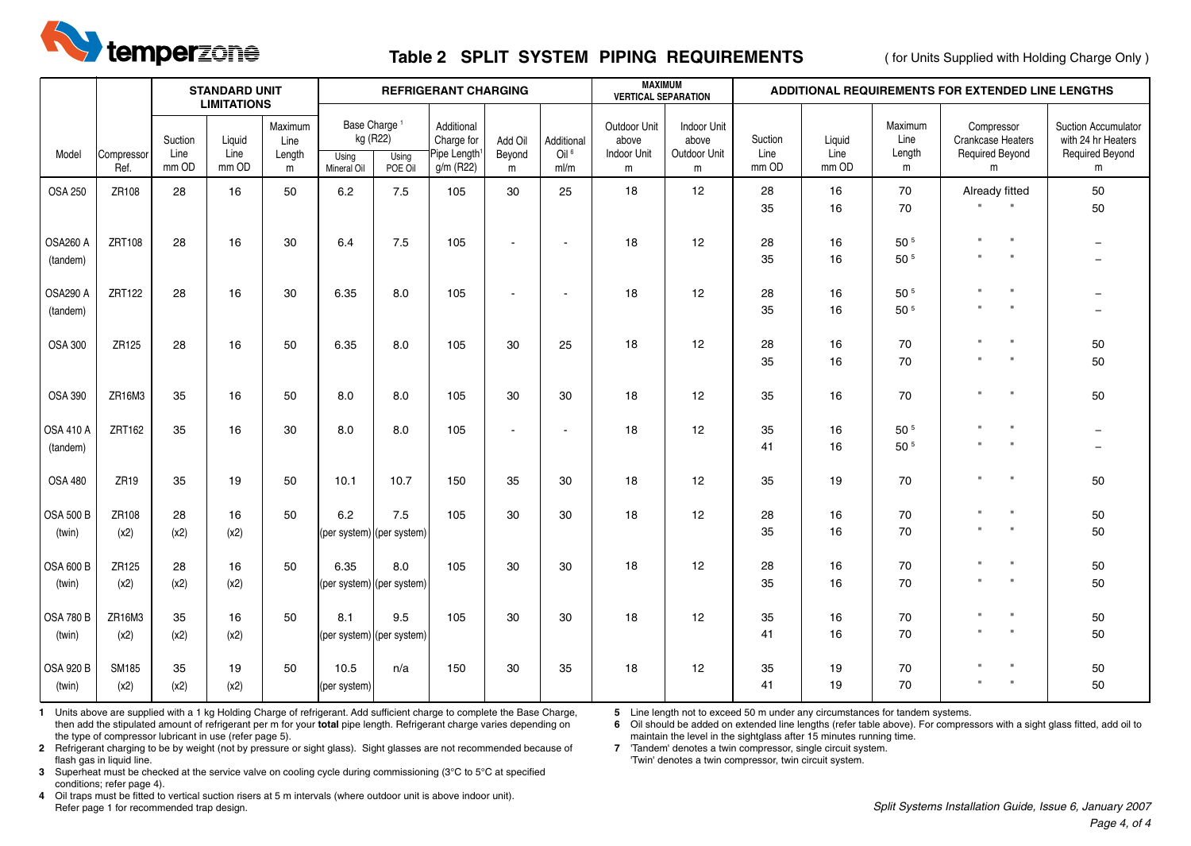# Table 2 SPLIT SYSTEM PIPING REQUIREMENTS

( for Units Supplied with Holding Charge Only )

| | | STANDARD UNIT LIMITATIONS | | | REFRIGERANT CHARGING | | | | | MAXIMUM VERTICAL SEPARATION | | ADDITIONAL REQUIREMENTS FOR EXTENDED LINE LENGTHS | | | | |
|---|---|---|---|---|---|---|---|---|---|---|---|---|---|---|---|---|
| Model | Compressor Ref. | Suction Line mm OD | Liquid Line mm OD | Maximum Line Length m | Base Charge [1] kg (R22) Using Mineral Oil | Base Charge [1] kg (R22) Using POE Oil | Additional Charge for Pipe Length[1] g/m (R22) | Add Oil Beyond m | Additional Oil [6] ml/m | Outdoor Unit above Indoor Unit m | Indoor Unit above Outdoor Unit m | Suction Line mm OD | Liquid Line mm OD | Maximum Line Length m | Compressor Crankcase Heaters Required Beyond m | Suction Accumulator with 24 hr Heaters Required Beyond m |
| OSA 250 | ZR108 | 28 | 16 | 50 | 6.2 | 7.5 | 105 | 30 | 25 | 18 | 12 | 28 | 16 | 70 | Already fitted | 50 |
| | | | | | | | | | | | | 35 | 16 | 70 | " " | 50 |
| OSA260 A (tandem) | ZRT108 | 28 | 16 | 30 | 6.4 | 7.5 | 105 | - | - | 18 | 12 | 28 | 16 | 50 [5] | " " | – |
| | | | | | | | | | | | | 35 | 16 | 50 [5] | " " | – |
| OSA290 A (tandem) | ZRT122 | 28 | 16 | 30 | 6.35 | 8.0 | 105 | - | - | 18 | 12 | 28 | 16 | 50 [5] | " " | – |
| | | | | | | | | | | | | 35 | 16 | 50 [5] | " " | – |
| OSA 300 | ZR125 | 28 | 16 | 50 | 6.35 | 8.0 | 105 | 30 | 25 | 18 | 12 | 28 | 16 | 70 | " " | 50 |
| | | | | | | | | | | | | 35 | 16 | 70 | " " | 50 |
| OSA 390 | ZR16M3 | 35 | 16 | 50 | 8.0 | 8.0 | 105 | 30 | 30 | 18 | 12 | 35 | 16 | 70 | " " | 50 |
| OSA 410 A (tandem) | ZRT162 | 35 | 16 | 30 | 8.0 | 8.0 | 105 | - | - | 18 | 12 | 35 | 16 | 50 [5] | " " | – |
| | | | | | | | | | | | | 41 | 16 | 50 [5] | " " | – |
| OSA 480 | ZR19 | 35 | 19 | 50 | 10.1 | 10.7 | 150 | 35 | 30 | 18 | 12 | 35 | 19 | 70 | " " | 50 |
| OSA 500 B (twin) | ZR108 (x2) | 28 (x2) | 16 (x2) | 50 | 6.2 (per system) | 7.5 (per system) | 105 | 30 | 30 | 18 | 12 | 28 | 16 | 70 | " " | 50 |
| | | | | | | | | | | | | 35 | 16 | 70 | " " | 50 |
| OSA 600 B (twin) | ZR125 (x2) | 28 (x2) | 16 (x2) | 50 | 6.35 (per system) | 8.0 (per system) | 105 | 30 | 30 | 18 | 12 | 28 | 16 | 70 | " " | 50 |
| | | | | | | | | | | | | 35 | 16 | 70 | " " | 50 |
| OSA 780 B (twin) | ZR16M3 (x2) | 35 (x2) | 16 (x2) | 50 | 8.1 (per system) | 9.5 (per system) | 105 | 30 | 30 | 18 | 12 | 35 | 16 | 70 | " " | 50 |
| | | | | | | | | | | | | 41 | 16 | 70 | " " | 50 |
| OSA 920 B (twin) | SM185 (x2) | 35 (x2) | 19 (x2) | 50 | 10.5 (per system) | n/a | 150 | 30 | 35 | 18 | 12 | 35 | 19 | 70 | " " | 50 |
| | | | | | | | | | | | | 41 | 19 | 70 | " " | 50 |

1 Units above are supplied with a 1 kg Holding Charge of refrigerant. Add sufficient charge to complete the Base Charge, then add the stipulated amount of refrigerant per m for your **total** pipe length. Refrigerant charge varies depending on the type of compressor lubricant in use (refer page 5).

2 Refrigerant charging to be by weight (not by pressure or sight glass). Sight glasses are not recommended because of flash gas in liquid line.

3 Superheat must be checked at the service valve on cooling cycle during commissioning (3°C to 5°C at specified conditions; refer page 4).

4 Oil traps must be fitted to vertical suction risers at 5 m intervals (where outdoor unit is above indoor unit). Refer page 1 for recommended trap design.

5 Line length not to exceed 50 m under any circumstances for tandem systems.

6 Oil should be added on extended line lengths (refer table above). For compressors with a sight glass fitted, add oil to maintain the level in the sightglass after 15 minutes running time.

7 'Tandem' denotes a twin compressor, single circuit system.
'Twin' denotes a twin compressor, twin circuit system.

*Split Systems Installation Guide, Issue 6, January 2007*